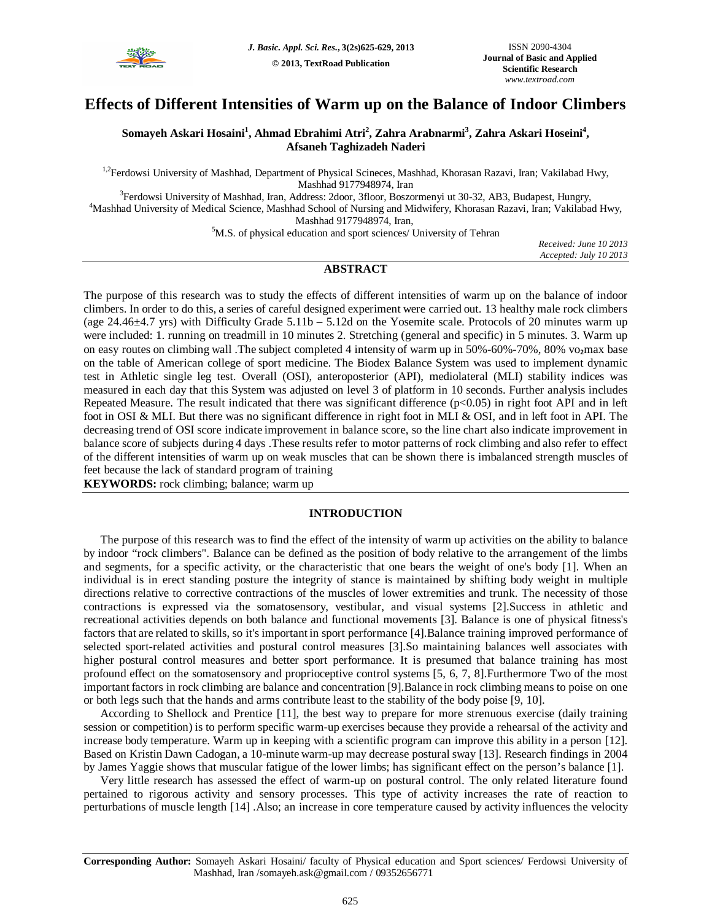# Effects of Different Intensities of Warm up on the Balance of Indoor Climbers

**Somayeh Askari Hosaini[1], Ahmad Ebrahimi Atri[2], Zahra Arabnarmi[3], Zahra Askari Hoseini[4], Afsaneh Taghizadeh Naderi**

[1,2]Ferdowsi University of Mashhad, Department of Physical Scineces, Mashhad, Khorasan Razavi, Iran; Vakilabad Hwy, Mashhad 9177948974, Iran

[3]Ferdowsi University of Mashhad, Iran, Address: 2door, 3floor, Boszormenyi ut 30-32, AB3, Budapest, Hungry,

[4]Mashhad University of Medical Science, Mashhad School of Nursing and Midwifery, Khorasan Razavi, Iran; Vakilabad Hwy, Mashhad 9177948974, Iran,

[5]M.S. of physical education and sport sciences/ University of Tehran

*Received: June 10 2013*
*Accepted: July 10 2013*

## ABSTRACT

The purpose of this research was to study the effects of different intensities of warm up on the balance of indoor climbers. In order to do this, a series of careful designed experiment were carried out. 13 healthy male rock climbers (age 24.46±4.7 yrs) with Difficulty Grade 5.11b – 5.12d on the Yosemite scale. Protocols of 20 minutes warm up were included: 1. running on treadmill in 10 minutes 2. Stretching (general and specific) in 5 minutes. 3. Warm up on easy routes on climbing wall .The subject completed 4 intensity of warm up in 50%-60%-70%, 80% $vo_2max$ base on the table of American college of sport medicine. The Biodex Balance System was used to implement dynamic test in Athletic single leg test. Overall (OSI), anteroposterior (API), mediolateral (MLI) stability indices was measured in each day that this System was adjusted on level 3 of platform in 10 seconds. Further analysis includes Repeated Measure. The result indicated that there was significant difference ($p<0.05$) in right foot API and in left foot in OSI & MLI. But there was no significant difference in right foot in MLI & OSI, and in left foot in API. The decreasing trend of OSI score indicate improvement in balance score, so the line chart also indicate improvement in balance score of subjects during 4 days .These results refer to motor patterns of rock climbing and also refer to effect of the different intensities of warm up on weak muscles that can be shown there is imbalanced strength muscles of feet because the lack of standard program of training

**KEYWORDS:** rock climbing; balance; warm up

## INTRODUCTION

The purpose of this research was to find the effect of the intensity of warm up activities on the ability to balance by indoor "rock climbers". Balance can be defined as the position of body relative to the arrangement of the limbs and segments, for a specific activity, or the characteristic that one bears the weight of one's body [1]. When an individual is in erect standing posture the integrity of stance is maintained by shifting body weight in multiple directions relative to corrective contractions of the muscles of lower extremities and trunk. The necessity of those contractions is expressed via the somatosensory, vestibular, and visual systems [2].Success in athletic and recreational activities depends on both balance and functional movements [3]. Balance is one of physical fitness's factors that are related to skills, so it's important in sport performance [4].Balance training improved performance of selected sport-related activities and postural control measures [3].So maintaining balances well associates with higher postural control measures and better sport performance. It is presumed that balance training has most profound effect on the somatosensory and proprioceptive control systems [5, 6, 7, 8].Furthermore Two of the most important factors in rock climbing are balance and concentration [9].Balance in rock climbing means to poise on one or both legs such that the hands and arms contribute least to the stability of the body poise [9, 10].

According to Shellock and Prentice [11], the best way to prepare for more strenuous exercise (daily training session or competition) is to perform specific warm-up exercises because they provide a rehearsal of the activity and increase body temperature. Warm up in keeping with a scientific program can improve this ability in a person [12]. Based on Kristin Dawn Cadogan, a 10-minute warm-up may decrease postural sway [13]. Research findings in 2004 by James Yaggie shows that muscular fatigue of the lower limbs; has significant effect on the person's balance [1].

Very little research has assessed the effect of warm-up on postural control. The only related literature found pertained to rigorous activity and sensory processes. This type of activity increases the rate of reaction to perturbations of muscle length [14] .Also; an increase in core temperature caused by activity influences the velocity

**Corresponding Author:** Somayeh Askari Hosaini/ faculty of Physical education and Sport sciences/ Ferdowsi University of Mashhad, Iran /somayeh.ask@gmail.com / 09352656771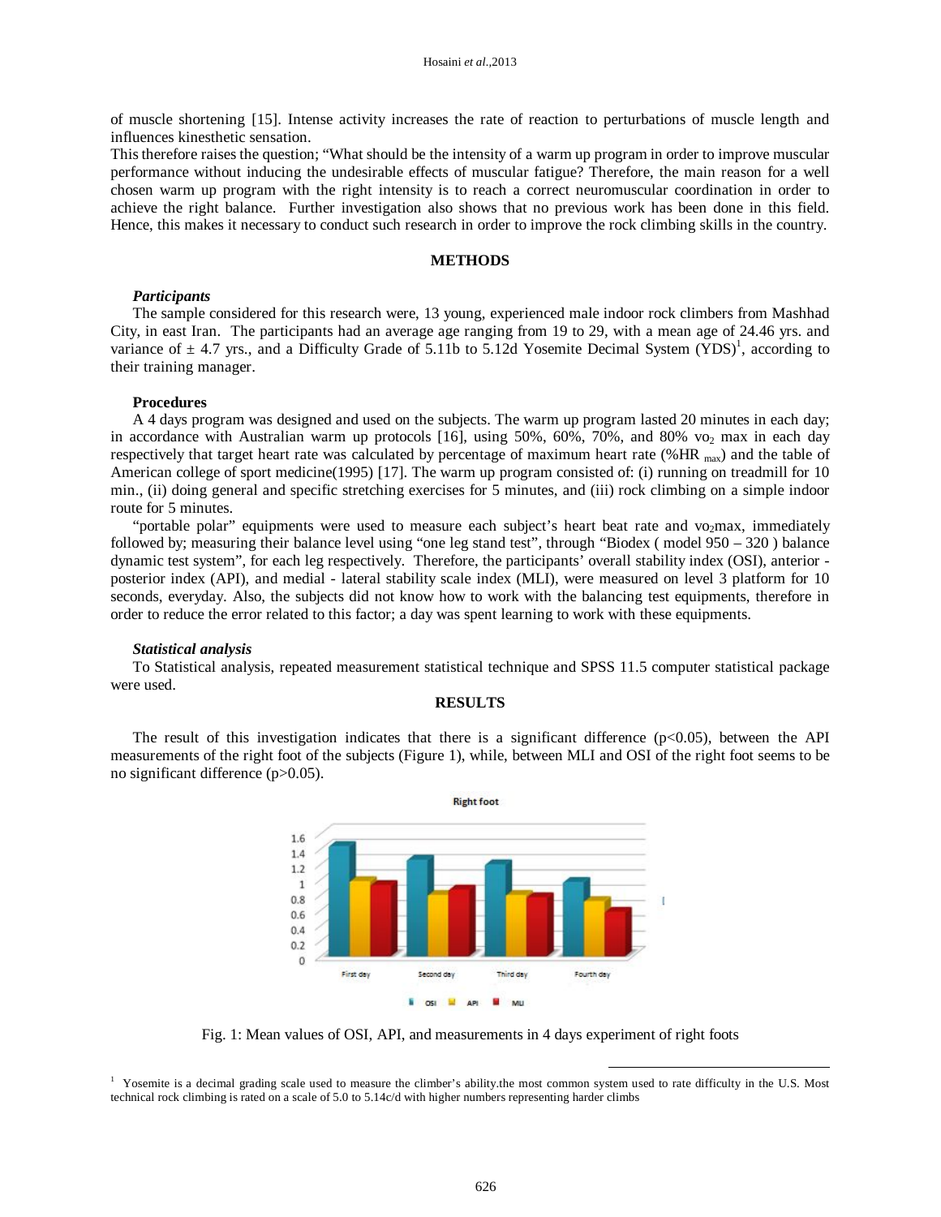of muscle shortening [15]. Intense activity increases the rate of reaction to perturbations of muscle length and influences kinesthetic sensation.

This therefore raises the question; "What should be the intensity of a warm up program in order to improve muscular performance without inducing the undesirable effects of muscular fatigue? Therefore, the main reason for a well chosen warm up program with the right intensity is to reach a correct neuromuscular coordination in order to achieve the right balance. Further investigation also shows that no previous work has been done in this field. Hence, this makes it necessary to conduct such research in order to improve the rock climbing skills in the country.

## METHODS

### *Participants*

The sample considered for this research were, 13 young, experienced male indoor rock climbers from Mashhad City, in east Iran. The participants had an average age ranging from 19 to 29, with a mean age of 24.46 yrs. and variance of ± 4.7 yrs., and a Difficulty Grade of 5.11b to 5.12d Yosemite Decimal System (YDS)[1], according to their training manager.

### **Procedures**

A 4 days program was designed and used on the subjects. The warm up program lasted 20 minutes in each day; in accordance with Australian warm up protocols [16], using 50%, 60%, 70%, and 80% $vo_2$ max in each day respectively that target heart rate was calculated by percentage of maximum heart rate (%$HR_{max}$) and the table of American college of sport medicine(1995) [17]. The warm up program consisted of: (i) running on treadmill for 10 min., (ii) doing general and specific stretching exercises for 5 minutes, and (iii) rock climbing on a simple indoor route for 5 minutes.

"portable polar" equipments were used to measure each subject's heart beat rate and $vo_2$max, immediately followed by; measuring their balance level using "one leg stand test", through "Biodex ( model 950 – 320 ) balance dynamic test system", for each leg respectively. Therefore, the participants' overall stability index (OSI), anterior - posterior index (API), and medial - lateral stability scale index (MLI), were measured on level 3 platform for 10 seconds, everyday. Also, the subjects did not know how to work with the balancing test equipments, therefore in order to reduce the error related to this factor; a day was spent learning to work with these equipments.

### *Statistical analysis*

To Statistical analysis, repeated measurement statistical technique and SPSS 11.5 computer statistical package were used.

## RESULTS

The result of this investigation indicates that there is a significant difference ($p<0.05$), between the API measurements of the right foot of the subjects (Figure 1), while, between MLI and OSI of the right foot seems to be no significant difference ($p>0.05$).

Fig. 1: Mean values of OSI, API, and measurements in 4 days experiment of right foots

[1] Yosemite is a decimal grading scale used to measure the climber's ability.the most common system used to rate difficulty in the U.S. Most technical rock climbing is rated on a scale of 5.0 to 5.14c/d with higher numbers representing harder climbs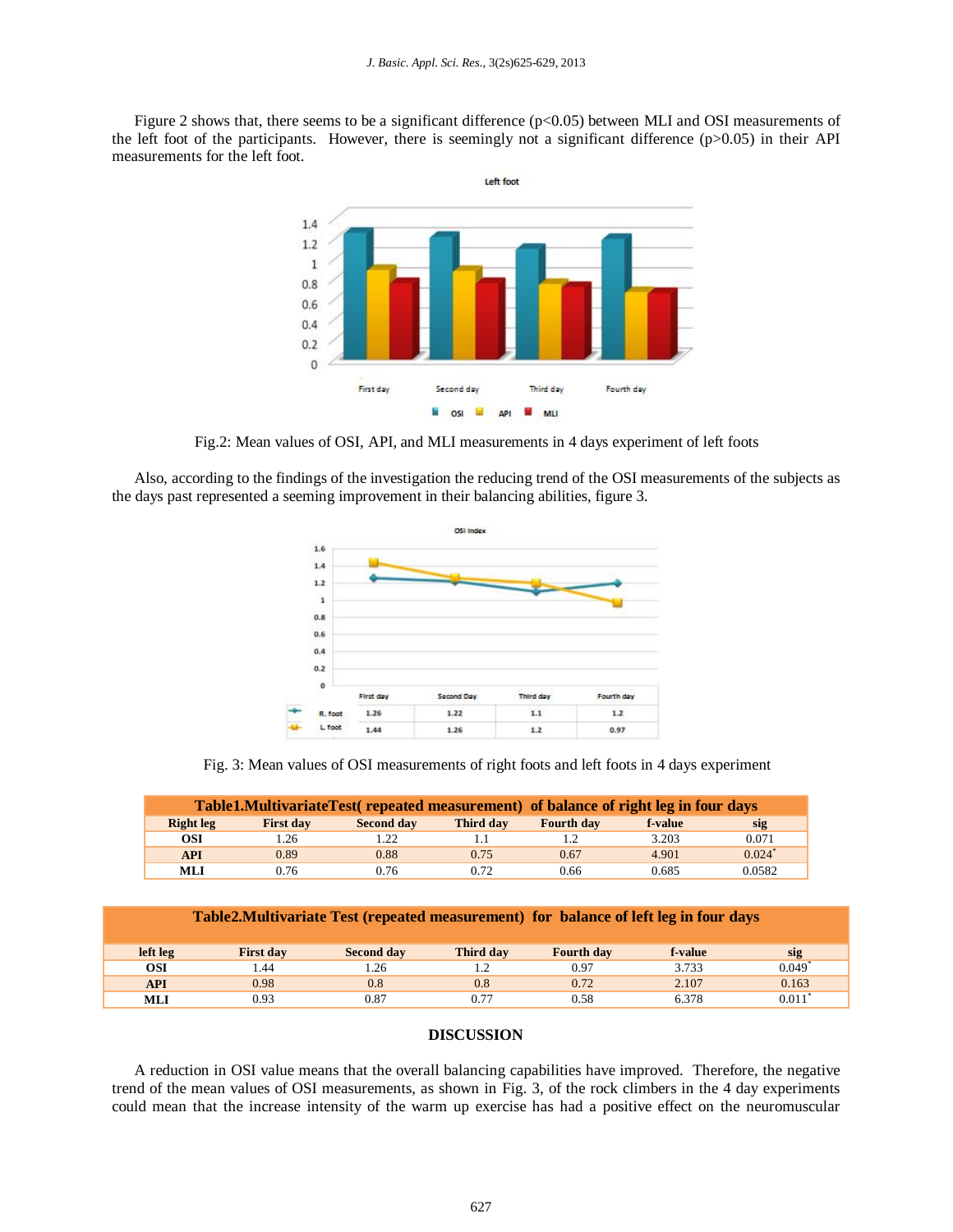Figure 2 shows that, there seems to be a significant difference ($p<0.05$) between MLI and OSI measurements of the left foot of the participants. However, there is seemingly not a significant difference ($p>0.05$) in their API measurements for the left foot.

Fig.2: Mean values of OSI, API, and MLI measurements in 4 days experiment of left foots

Also, according to the findings of the investigation the reducing trend of the OSI measurements of the subjects as the days past represented a seeming improvement in their balancing abilities, figure 3.

Fig. 3: Mean values of OSI measurements of right foots and left foots in 4 days experiment

**Table1.MultivariateTest( repeated measurement) of balance of right leg in four days**

| Right leg | First day | Second day | Third day | Fourth day | f-value | sig |
|---|---|---|---|---|---|---|
| **OSI** | 1.26 | 1.22 | 1.1 | 1.2 | 3.203 | 0.071 |
| **API** | 0.89 | 0.88 | 0.75 | 0.67 | 4.901 | 0.024* |
| **MLI** | 0.76 | 0.76 | 0.72 | 0.66 | 0.685 | 0.0582 |

**Table2.Multivariate Test (repeated measurement) for balance of left leg in four days**

| left leg | First day | Second day | Third day | Fourth day | f-value | sig |
|---|---|---|---|---|---|---|
| **OSI** | 1.44 | 1.26 | 1.2 | 0.97 | 3.733 | 0.049* |
| **API** | 0.98 | 0.8 | 0.8 | 0.72 | 2.107 | 0.163 |
| **MLI** | 0.93 | 0.87 | 0.77 | 0.58 | 6.378 | 0.011* |

## DISCUSSION

A reduction in OSI value means that the overall balancing capabilities have improved. Therefore, the negative trend of the mean values of OSI measurements, as shown in Fig. 3, of the rock climbers in the 4 day experiments could mean that the increase intensity of the warm up exercise has had a positive effect on the neuromuscular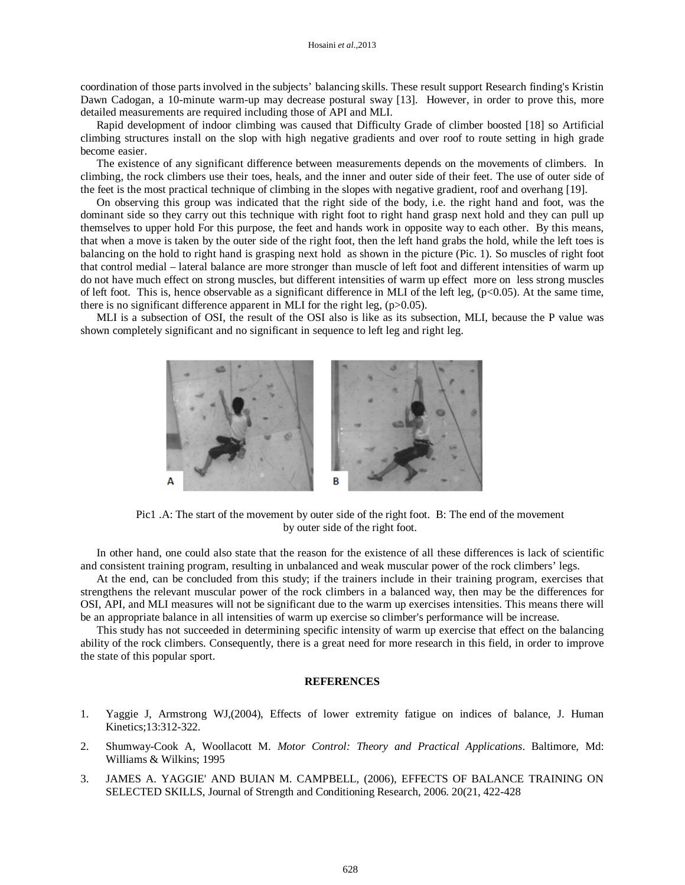coordination of those parts involved in the subjects' balancing skills. These result support Research finding's Kristin Dawn Cadogan, a 10-minute warm-up may decrease postural sway [13]. However, in order to prove this, more detailed measurements are required including those of API and MLI.

Rapid development of indoor climbing was caused that Difficulty Grade of climber boosted [18] so Artificial climbing structures install on the slop with high negative gradients and over roof to route setting in high grade become easier.

The existence of any significant difference between measurements depends on the movements of climbers. In climbing, the rock climbers use their toes, heals, and the inner and outer side of their feet. The use of outer side of the feet is the most practical technique of climbing in the slopes with negative gradient, roof and overhang [19].

On observing this group was indicated that the right side of the body, i.e. the right hand and foot, was the dominant side so they carry out this technique with right foot to right hand grasp next hold and they can pull up themselves to upper hold For this purpose, the feet and hands work in opposite way to each other. By this means, that when a move is taken by the outer side of the right foot, then the left hand grabs the hold, while the left toes is balancing on the hold to right hand is grasping next hold as shown in the picture (Pic. 1). So muscles of right foot that control medial – lateral balance are more stronger than muscle of left foot and different intensities of warm up do not have much effect on strong muscles, but different intensities of warm up effect more on less strong muscles of left foot. This is, hence observable as a significant difference in MLI of the left leg, ($p<0.05$). At the same time, there is no significant difference apparent in MLI for the right leg, ($p>0.05$).

MLI is a subsection of OSI, the result of the OSI also is like as its subsection, MLI, because the P value was shown completely significant and no significant in sequence to left leg and right leg.

Pic1 .A: The start of the movement by outer side of the right foot. B: The end of the movement by outer side of the right foot.

In other hand, one could also state that the reason for the existence of all these differences is lack of scientific and consistent training program, resulting in unbalanced and weak muscular power of the rock climbers' legs.

At the end, can be concluded from this study; if the trainers include in their training program, exercises that strengthens the relevant muscular power of the rock climbers in a balanced way, then may be the differences for OSI, API, and MLI measures will not be significant due to the warm up exercises intensities. This means there will be an appropriate balance in all intensities of warm up exercise so climber's performance will be increase.

This study has not succeeded in determining specific intensity of warm up exercise that effect on the balancing ability of the rock climbers. Consequently, there is a great need for more research in this field, in order to improve the state of this popular sport.

## REFERENCES

1. Yaggie J, Armstrong WJ,(2004), Effects of lower extremity fatigue on indices of balance, J. Human Kinetics;13:312-322.
2. Shumway-Cook A, Woollacott M. *Motor Control: Theory and Practical Applications*. Baltimore, Md: Williams & Wilkins; 1995
3. JAMES A. YAGGIE' AND BUIAN M. CAMPBELL, (2006), EFFECTS OF BALANCE TRAINING ON SELECTED SKILLS, Journal of Strength and Conditioning Research, 2006. 20(21, 422-428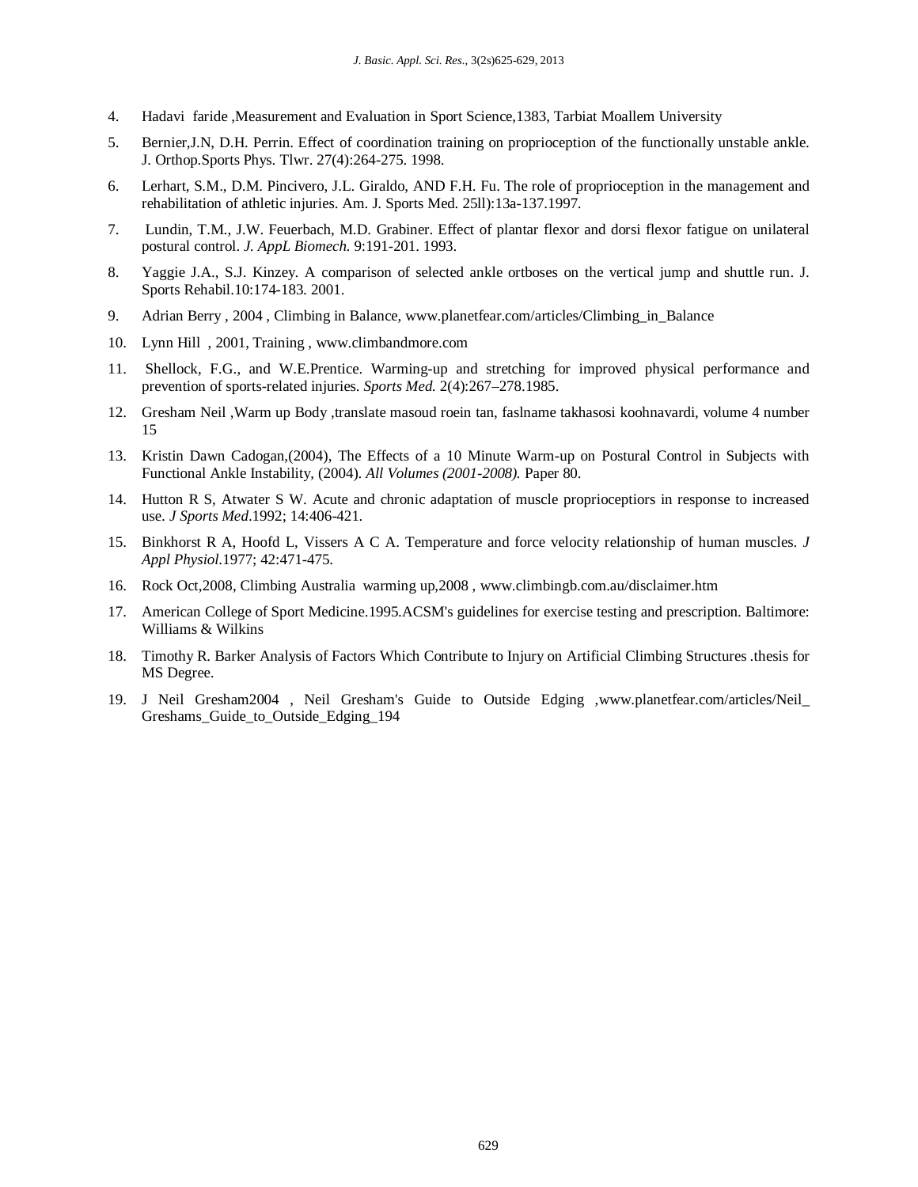4. Hadavi faride ,Measurement and Evaluation in Sport Science,1383, Tarbiat Moallem University
5. Bernier,J.N, D.H. Perrin. Effect of coordination training on proprioception of the functionally unstable ankle. J. Orthop.Sports Phys. Tlwr. 27(4):264-275. 1998.
6. Lerhart, S.M., D.M. Pincivero, J.L. Giraldo, AND F.H. Fu. The role of proprioception in the management and rehabilitation of athletic injuries. Am. J. Sports Med. 25ll):13a-137.1997.
7. Lundin, T.M., J.W. Feuerbach, M.D. Grabiner. Effect of plantar flexor and dorsi flexor fatigue on unilateral postural control. *J. AppL Biomech.* 9:191-201. 1993.
8. Yaggie J.A., S.J. Kinzey. A comparison of selected ankle ortboses on the vertical jump and shuttle run. J. Sports Rehabil.10:174-183. 2001.
9. Adrian Berry , 2004 , Climbing in Balance, www.planetfear.com/articles/Climbing_in_Balance
10. Lynn Hill , 2001, Training , www.climbandmore.com
11. Shellock, F.G., and W.E.Prentice. Warming-up and stretching for improved physical performance and prevention of sports-related injuries. *Sports Med.* 2(4):267–278.1985.
12. Gresham Neil ,Warm up Body ,translate masoud roein tan, faslname takhasosi koohnavardi, volume 4 number 15
13. Kristin Dawn Cadogan,(2004), The Effects of a 10 Minute Warm-up on Postural Control in Subjects with Functional Ankle Instability, (2004). *All Volumes (2001-2008).* Paper 80.
14. Hutton R S, Atwater S W. Acute and chronic adaptation of muscle proprioceptiors in response to increased use. *J Sports Med*.1992; 14:406-421.
15. Binkhorst R A, Hoofd L, Vissers A C A. Temperature and force velocity relationship of human muscles. *J Appl Physiol*.1977; 42:471-475.
16. Rock Oct,2008, Climbing Australia warming up,2008 , www.climbingb.com.au/disclaimer.htm
17. American College of Sport Medicine.1995.ACSM's guidelines for exercise testing and prescription. Baltimore: Williams & Wilkins
18. Timothy R. Barker Analysis of Factors Which Contribute to Injury on Artificial Climbing Structures .thesis for MS Degree.
19. J Neil Gresham2004 , Neil Gresham's Guide to Outside Edging ,www.planetfear.com/articles/Neil_Greshams_Guide_to_Outside_Edging_194